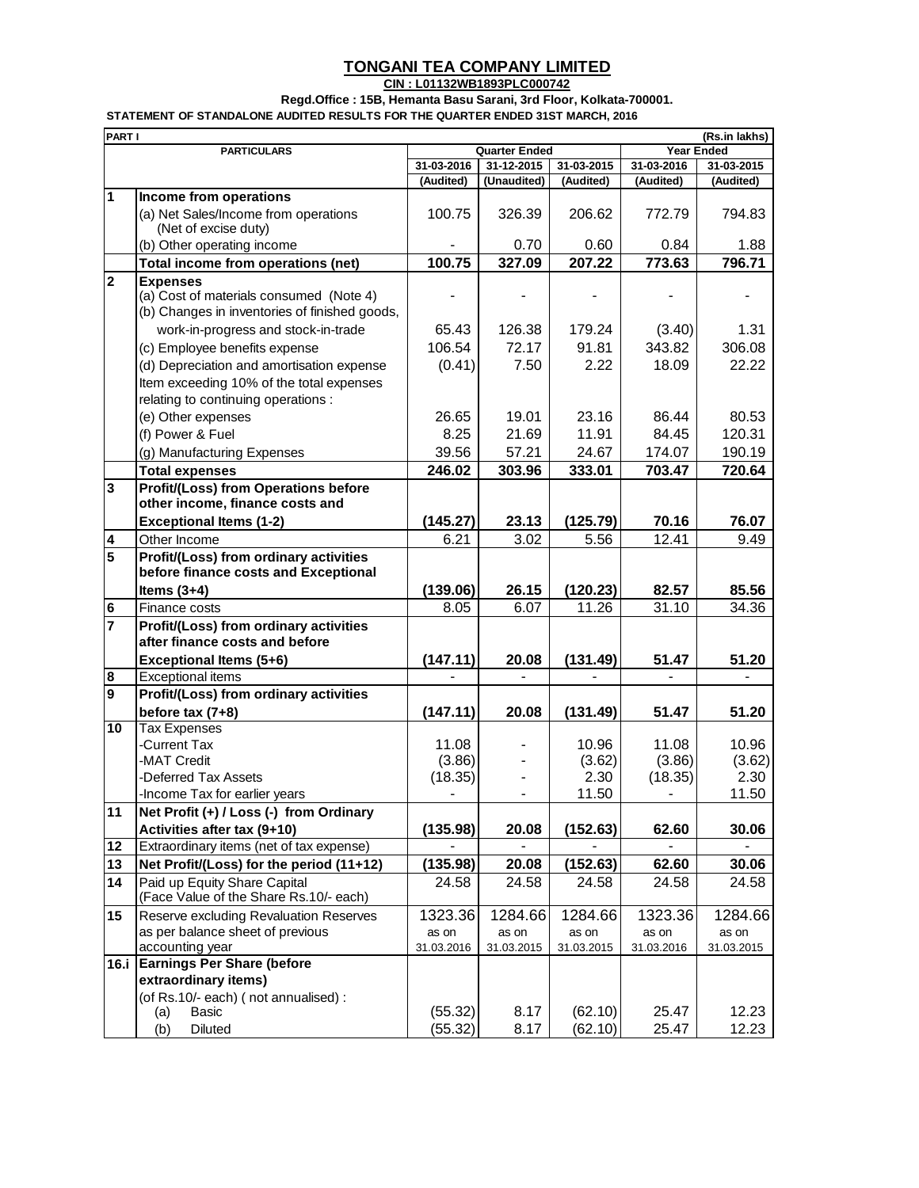# TONGANI TEA COMPANY LIMITED

**CIN : L01132WB1893PLC000742**

**Regd.Office : 15B, Hemanta Basu Sarani, 3rd Floor, Kolkata-700001.**

**STATEMENT OF STANDALONE AUDITED RESULTS FOR THE QUARTER ENDED 31ST MARCH, 2016**

| PART I | | | | | | (Rs.in lakhs) |
|---|---|---|---|---|---|---|
| | PARTICULARS | Quarter Ended | | | Year Ended | |
| | | 31-03-2016 | 31-12-2015 | 31-03-2015 | 31-03-2016 | 31-03-2015 |
| | | (Audited) | (Unaudited) | (Audited) | (Audited) | (Audited) |
| 1 | **Income from operations** | | | | | |
| | (a) Net Sales/Income from operations (Net of excise duty) | 100.75 | 326.39 | 206.62 | 772.79 | 794.83 |
| | (b) Other operating income | - | 0.70 | 0.60 | 0.84 | 1.88 |
| | **Total income from operations (net)** | **100.75** | **327.09** | **207.22** | **773.63** | **796.71** |
| 2 | **Expenses** | | | | | |
| | (a) Cost of materials consumed (Note 4) | - | - | - | - | - |
| | (b) Changes in inventories of finished goods, work-in-progress and stock-in-trade | 65.43 | 126.38 | 179.24 | (3.40) | 1.31 |
| | (c) Employee benefits expense | 106.54 | 72.17 | 91.81 | 343.82 | 306.08 |
| | (d) Depreciation and amortisation expense | (0.41) | 7.50 | 2.22 | 18.09 | 22.22 |
| | Item exceeding 10% of the total expenses relating to continuing operations : | | | | | |
| | (e) Other expenses | 26.65 | 19.01 | 23.16 | 86.44 | 80.53 |
| | (f) Power & Fuel | 8.25 | 21.69 | 11.91 | 84.45 | 120.31 |
| | (g) Manufacturing Expenses | 39.56 | 57.21 | 24.67 | 174.07 | 190.19 |
| | **Total expenses** | **246.02** | **303.96** | **333.01** | **703.47** | **720.64** |
| 3 | **Profit/(Loss) from Operations before other income, finance costs and Exceptional Items (1-2)** | **(145.27)** | **23.13** | **(125.79)** | **70.16** | **76.07** |
| 4 | Other Income | 6.21 | 3.02 | 5.56 | 12.41 | 9.49 |
| 5 | **Profit/(Loss) from ordinary activities before finance costs and Exceptional Items (3+4)** | **(139.06)** | **26.15** | **(120.23)** | **82.57** | **85.56** |
| 6 | Finance costs | 8.05 | 6.07 | 11.26 | 31.10 | 34.36 |
| 7 | **Profit/(Loss) from ordinary activities after finance costs and before Exceptional Items (5+6)** | **(147.11)** | **20.08** | **(131.49)** | **51.47** | **51.20** |
| 8 | Exceptional items | - | - | - | - | - |
| 9 | **Profit/(Loss) from ordinary activities before tax (7+8)** | **(147.11)** | **20.08** | **(131.49)** | **51.47** | **51.20** |
| 10 | Tax Expenses | | | | | |
| | -Current Tax | 11.08 | - | 10.96 | 11.08 | 10.96 |
| | -MAT Credit | (3.86) | - | (3.62) | (3.86) | (3.62) |
| | -Deferred Tax Assets | (18.35) | - | 2.30 | (18.35) | 2.30 |
| | -Income Tax for earlier years | - | - | 11.50 | - | 11.50 |
| 11 | **Net Profit (+) / Loss (-) from Ordinary Activities after tax (9+10)** | **(135.98)** | **20.08** | **(152.63)** | **62.60** | **30.06** |
| 12 | Extraordinary items (net of tax expense) | - | - | - | - | - |
| 13 | **Net Profit/(Loss) for the period (11+12)** | **(135.98)** | **20.08** | **(152.63)** | **62.60** | **30.06** |
| 14 | Paid up Equity Share Capital (Face Value of the Share Rs.10/- each) | 24.58 | 24.58 | 24.58 | 24.58 | 24.58 |
| 15 | Reserve excluding Revaluation Reserves as per balance sheet of previous accounting year | 1323.36 as on 31.03.2016 | 1284.66 as on 31.03.2015 | 1284.66 as on 31.03.2015 | 1323.36 as on 31.03.2016 | 1284.66 as on 31.03.2015 |
| 16.i | **Earnings Per Share (before extraordinary items)** | | | | | |
| | (of Rs.10/- each) ( not annualised) : | | | | | |
| | (a) Basic | (55.32) | 8.17 | (62.10) | 25.47 | 12.23 |
| | (b) Diluted | (55.32) | 8.17 | (62.10) | 25.47 | 12.23 |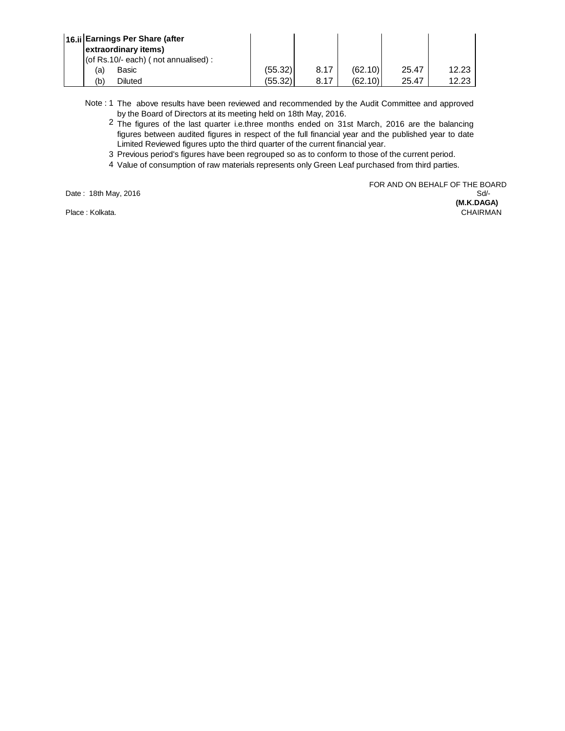| | | | | | | |
|---|---|---|---|---|---|---|
| **16.ii** | **Earnings Per Share (after extraordinary items)** (of Rs.10/- each) ( not annualised) : | | | | | |
| | (a) Basic | (55.32) | 8.17 | (62.10) | 25.47 | 12.23 |
| | (b) Diluted | (55.32) | 8.17 | (62.10) | 25.47 | 12.23 |

Note : 1 The above results have been reviewed and recommended by the Audit Committee and approved by the Board of Directors at its meeting held on 18th May, 2016.

2 The figures of the last quarter i.e.three months ended on 31st March, 2016 are the balancing figures between audited figures in respect of the full financial year and the published year to date Limited Reviewed figures upto the third quarter of the current financial year.

3 Previous period's figures have been regrouped so as to conform to those of the current period.

4 Value of consumption of raw materials represents only Green Leaf purchased from third parties.

FOR AND ON BEHALF OF THE BOARD

Date : 18th May, 2016

Sd/-

**(M.K.DAGA)**

Place : Kolkata.

CHAIRMAN